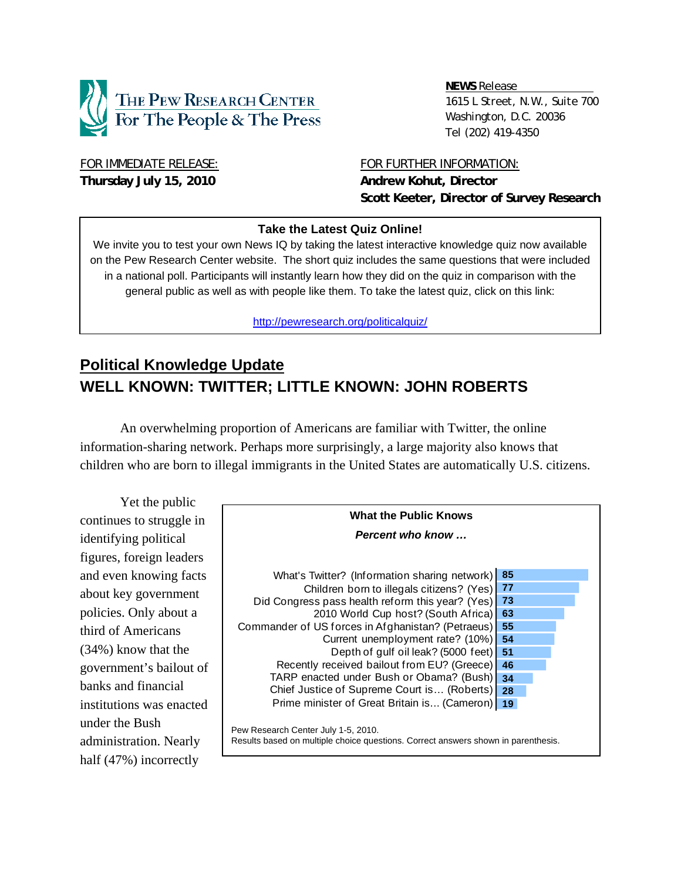THE PEW RESEARCH CENTER
For The People & The Press

**NEWS** Release
1615 L Street, N.W., Suite 700
Washington, D.C. 20036
Tel (202) 419-4350

FOR IMMEDIATE RELEASE:
**Thursday July 15, 2010**

FOR FURTHER INFORMATION:
**Andrew Kohut, Director**
**Scott Keeter, Director of Survey Research**

**Take the Latest Quiz Online!**

We invite you to test your own News IQ by taking the latest interactive knowledge quiz now available on the Pew Research Center website. The short quiz includes the same questions that were included in a national poll. Participants will instantly learn how they did on the quiz in comparison with the general public as well as with people like them. To take the latest quiz, click on this link:

http://pewresearch.org/politicalquiz/

## Political Knowledge Update
## WELL KNOWN: TWITTER; LITTLE KNOWN: JOHN ROBERTS

An overwhelming proportion of Americans are familiar with Twitter, the online information-sharing network. Perhaps more surprisingly, a large majority also knows that children who are born to illegal immigrants in the United States are automatically U.S. citizens.

Yet the public continues to struggle in identifying political figures, foreign leaders and even knowing facts about key government policies. Only about a third of Americans (34%) know that the government's bailout of banks and financial institutions was enacted under the Bush administration. Nearly half (47%) incorrectly

**What the Public Knows**

***Percent who know …***

| Question | % |
|---|---|
| What's Twitter? (Information sharing network) | 85 |
| Children born to illegals citizens? (Yes) | 77 |
| Did Congress pass health reform this year? (Yes) | 73 |
| 2010 World Cup host? (South Africa) | 63 |
| Commander of US forces in Afghanistan? (Petraeus) | 55 |
| Current unemployment rate? (10%) | 54 |
| Depth of gulf oil leak? (5000 feet) | 51 |
| Recently received bailout from EU? (Greece) | 46 |
| TARP enacted under Bush or Obama? (Bush) | 34 |
| Chief Justice of Supreme Court is… (Roberts) | 28 |
| Prime minister of Great Britain is… (Cameron) | 19 |

Pew Research Center July 1-5, 2010.
Results based on multiple choice questions. Correct answers shown in parenthesis.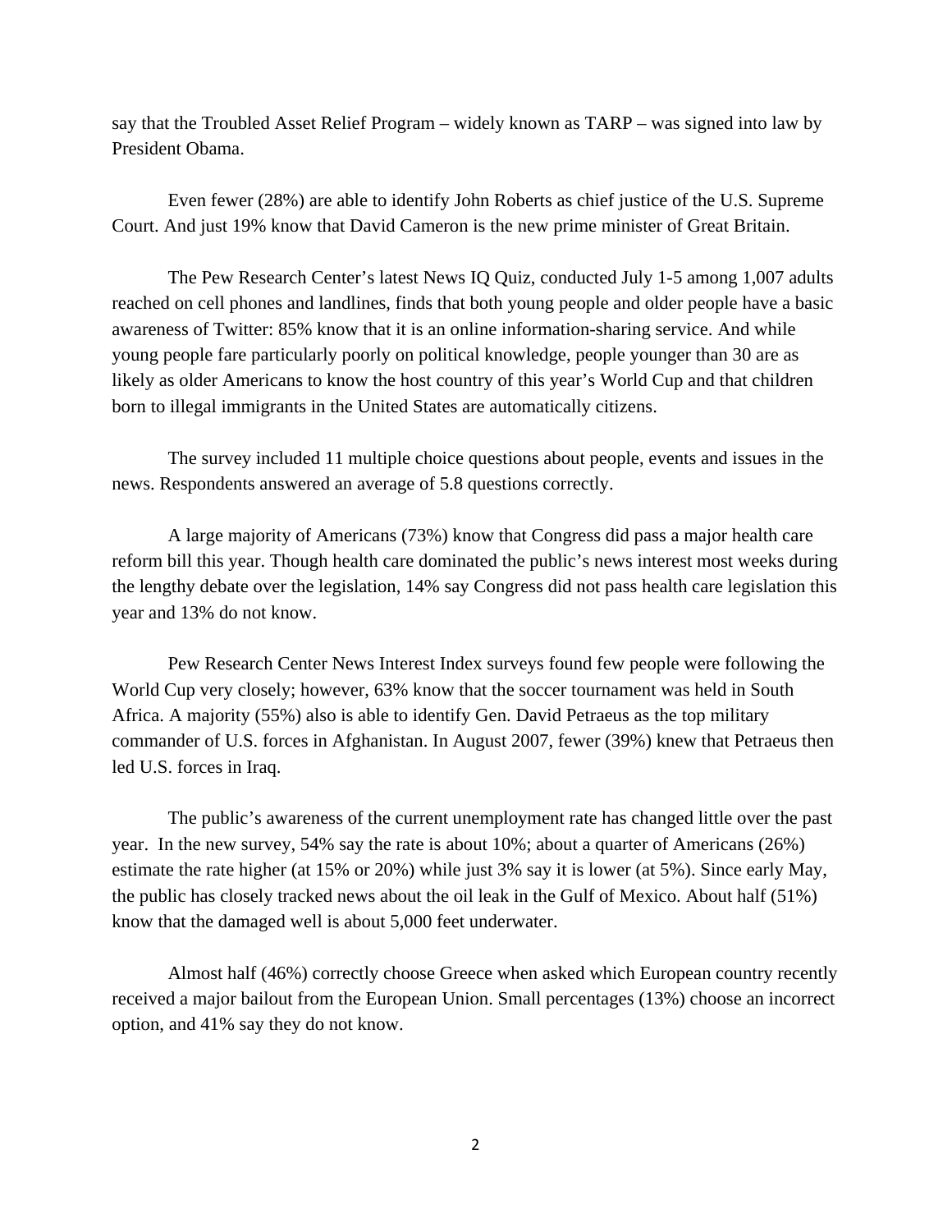say that the Troubled Asset Relief Program – widely known as TARP – was signed into law by President Obama.

Even fewer (28%) are able to identify John Roberts as chief justice of the U.S. Supreme Court. And just 19% know that David Cameron is the new prime minister of Great Britain.

The Pew Research Center's latest News IQ Quiz, conducted July 1-5 among 1,007 adults reached on cell phones and landlines, finds that both young people and older people have a basic awareness of Twitter: 85% know that it is an online information-sharing service. And while young people fare particularly poorly on political knowledge, people younger than 30 are as likely as older Americans to know the host country of this year's World Cup and that children born to illegal immigrants in the United States are automatically citizens.

The survey included 11 multiple choice questions about people, events and issues in the news. Respondents answered an average of 5.8 questions correctly.

A large majority of Americans (73%) know that Congress did pass a major health care reform bill this year. Though health care dominated the public's news interest most weeks during the lengthy debate over the legislation, 14% say Congress did not pass health care legislation this year and 13% do not know.

Pew Research Center News Interest Index surveys found few people were following the World Cup very closely; however, 63% know that the soccer tournament was held in South Africa. A majority (55%) also is able to identify Gen. David Petraeus as the top military commander of U.S. forces in Afghanistan. In August 2007, fewer (39%) knew that Petraeus then led U.S. forces in Iraq.

The public's awareness of the current unemployment rate has changed little over the past year. In the new survey, 54% say the rate is about 10%; about a quarter of Americans (26%) estimate the rate higher (at 15% or 20%) while just 3% say it is lower (at 5%). Since early May, the public has closely tracked news about the oil leak in the Gulf of Mexico. About half (51%) know that the damaged well is about 5,000 feet underwater.

Almost half (46%) correctly choose Greece when asked which European country recently received a major bailout from the European Union. Small percentages (13%) choose an incorrect option, and 41% say they do not know.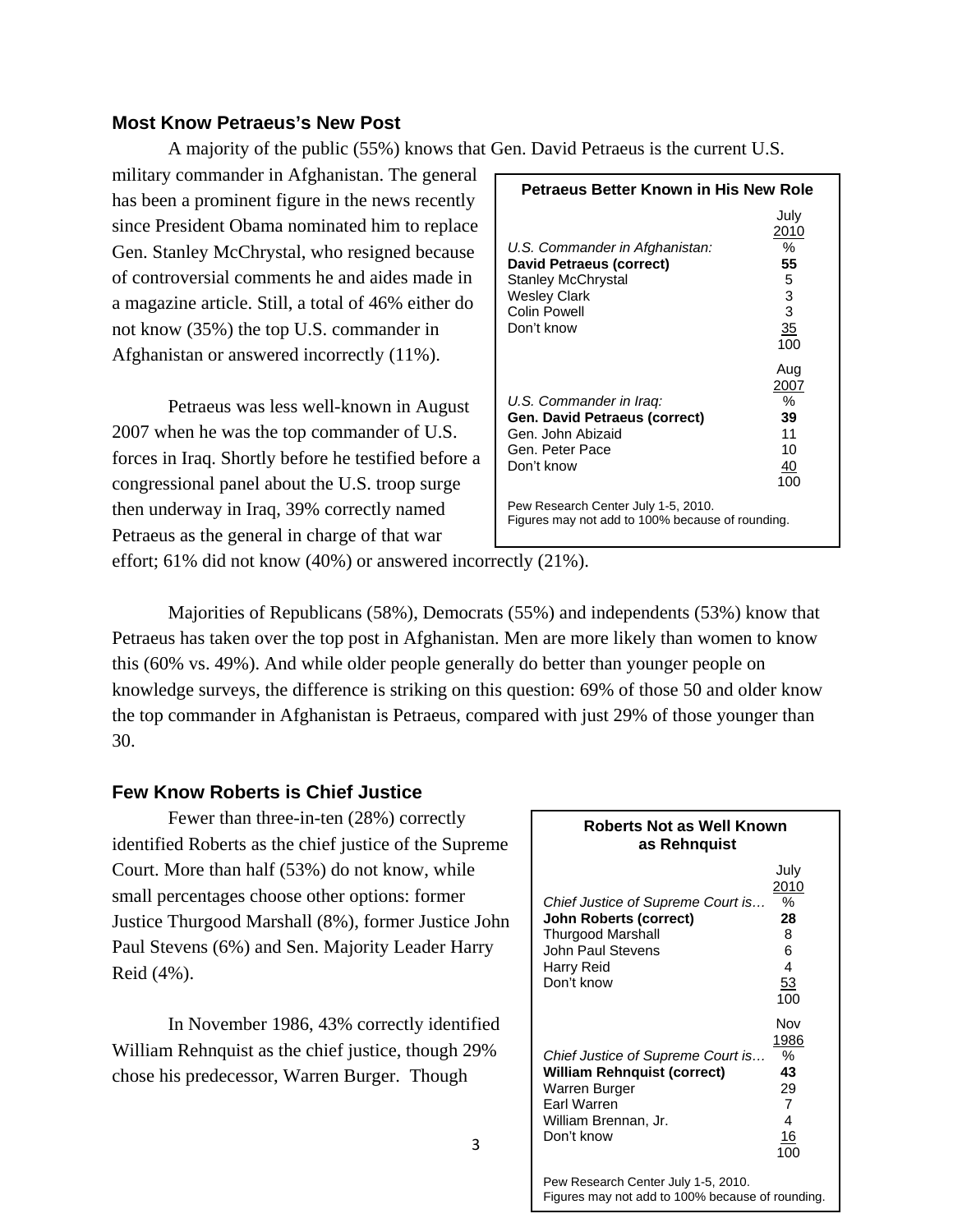## Most Know Petraeus's New Post

A majority of the public (55%) knows that Gen. David Petraeus is the current U.S. military commander in Afghanistan. The general has been a prominent figure in the news recently since President Obama nominated him to replace Gen. Stanley McChrystal, who resigned because of controversial comments he and aides made in a magazine article. Still, a total of 46% either do not know (35%) the top U.S. commander in Afghanistan or answered incorrectly (11%).

**Petraeus Better Known in His New Role**

| | July 2010 |
|---|---|
| *U.S. Commander in Afghanistan:* | % |
| **David Petraeus (correct)** | **55** |
| Stanley McChrystal | 5 |
| Wesley Clark | 3 |
| Colin Powell | 3 |
| Don't know | 35 |
| | 100 |
| | **Aug 2007** |
| *U.S. Commander in Iraq:* | % |
| **Gen. David Petraeus (correct)** | **39** |
| Gen. John Abizaid | 11 |
| Gen. Peter Pace | 10 |
| Don't know | 40 |
| | 100 |

Pew Research Center July 1-5, 2010.
Figures may not add to 100% because of rounding.

Petraeus was less well-known in August 2007 when he was the top commander of U.S. forces in Iraq. Shortly before he testified before a congressional panel about the U.S. troop surge then underway in Iraq, 39% correctly named Petraeus as the general in charge of that war effort; 61% did not know (40%) or answered incorrectly (21%).

Majorities of Republicans (58%), Democrats (55%) and independents (53%) know that Petraeus has taken over the top post in Afghanistan. Men are more likely than women to know this (60% vs. 49%). And while older people generally do better than younger people on knowledge surveys, the difference is striking on this question: 69% of those 50 and older know the top commander in Afghanistan is Petraeus, compared with just 29% of those younger than 30.

## Few Know Roberts is Chief Justice

Fewer than three-in-ten (28%) correctly identified Roberts as the chief justice of the Supreme Court. More than half (53%) do not know, while small percentages choose other options: former Justice Thurgood Marshall (8%), former Justice John Paul Stevens (6%) and Sen. Majority Leader Harry Reid (4%).

In November 1986, 43% correctly identified William Rehnquist as the chief justice, though 29% chose his predecessor, Warren Burger. Though

**Roberts Not as Well Known as Rehnquist**

| | July 2010 |
|---|---|
| *Chief Justice of Supreme Court is…* | % |
| **John Roberts (correct)** | **28** |
| Thurgood Marshall | 8 |
| John Paul Stevens | 6 |
| Harry Reid | 4 |
| Don't know | 53 |
| | 100 |
| | **Nov 1986** |
| *Chief Justice of Supreme Court is…* | % |
| **William Rehnquist (correct)** | **43** |
| Warren Burger | 29 |
| Earl Warren | 7 |
| William Brennan, Jr. | 4 |
| Don't know | 16 |
| | 100 |

Pew Research Center July 1-5, 2010.
Figures may not add to 100% because of rounding.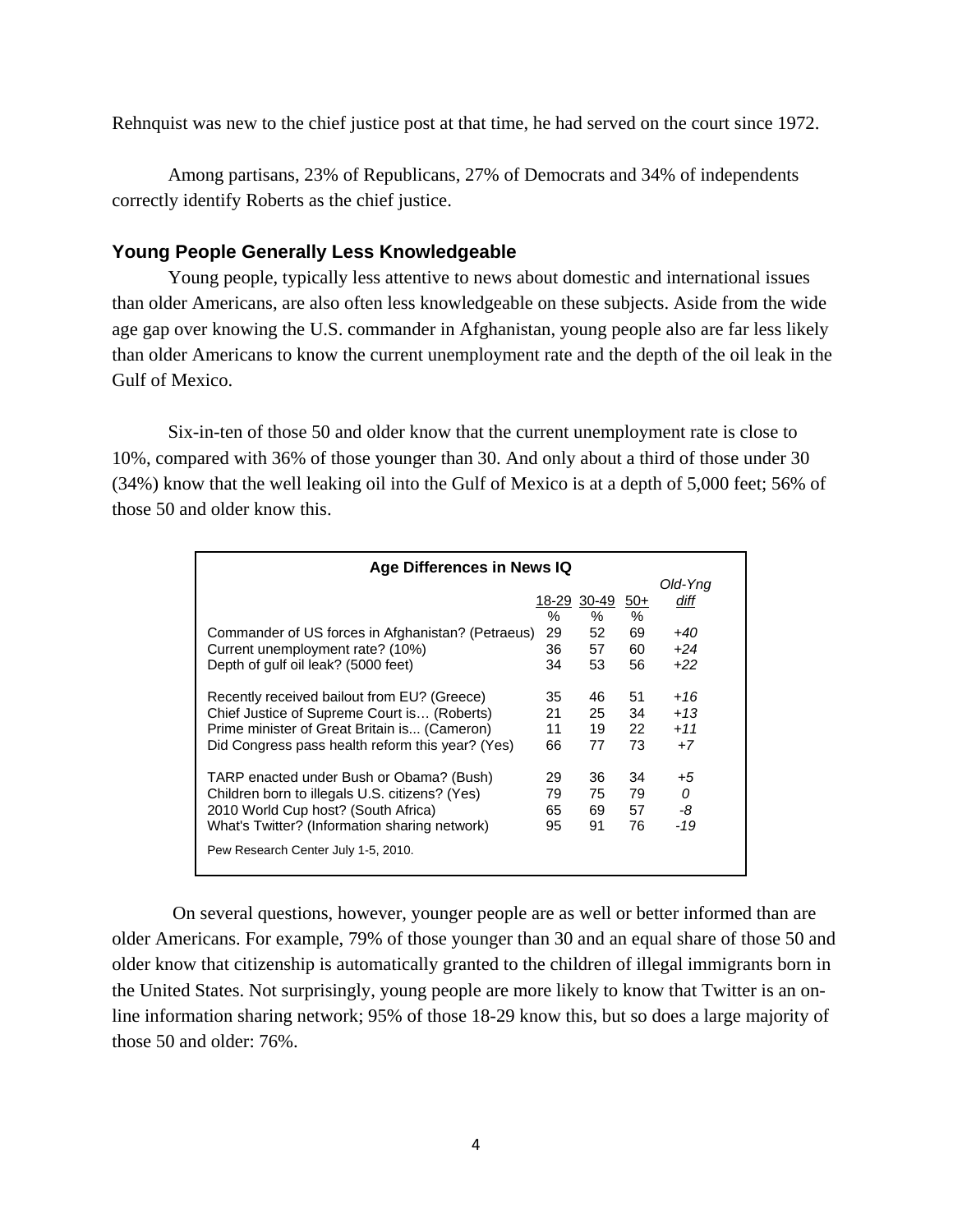Rehnquist was new to the chief justice post at that time, he had served on the court since 1972.

Among partisans, 23% of Republicans, 27% of Democrats and 34% of independents correctly identify Roberts as the chief justice.

### Young People Generally Less Knowledgeable

Young people, typically less attentive to news about domestic and international issues than older Americans, are also often less knowledgeable on these subjects. Aside from the wide age gap over knowing the U.S. commander in Afghanistan, young people also are far less likely than older Americans to know the current unemployment rate and the depth of the oil leak in the Gulf of Mexico.

Six-in-ten of those 50 and older know that the current unemployment rate is close to 10%, compared with 36% of those younger than 30. And only about a third of those under 30 (34%) know that the well leaking oil into the Gulf of Mexico is at a depth of 5,000 feet; 56% of those 50 and older know this.

**Age Differences in News IQ**

| | 18-29 | 30-49 | 50+ | *Old-Yng diff* |
|---|---|---|---|---|
| | % | % | % | |
| Commander of US forces in Afghanistan? (Petraeus) | 29 | 52 | 69 | *+40* |
| Current unemployment rate? (10%) | 36 | 57 | 60 | *+24* |
| Depth of gulf oil leak? (5000 feet) | 34 | 53 | 56 | *+22* |
| Recently received bailout from EU? (Greece) | 35 | 46 | 51 | *+16* |
| Chief Justice of Supreme Court is… (Roberts) | 21 | 25 | 34 | *+13* |
| Prime minister of Great Britain is... (Cameron) | 11 | 19 | 22 | *+11* |
| Did Congress pass health reform this year? (Yes) | 66 | 77 | 73 | *+7* |
| TARP enacted under Bush or Obama? (Bush) | 29 | 36 | 34 | *+5* |
| Children born to illegals U.S. citizens? (Yes) | 79 | 75 | 79 | *0* |
| 2010 World Cup host? (South Africa) | 65 | 69 | 57 | *-8* |
| What's Twitter? (Information sharing network) | 95 | 91 | 76 | *-19* |

Pew Research Center July 1-5, 2010.

On several questions, however, younger people are as well or better informed than are older Americans. For example, 79% of those younger than 30 and an equal share of those 50 and older know that citizenship is automatically granted to the children of illegal immigrants born in the United States. Not surprisingly, young people are more likely to know that Twitter is an on-line information sharing network; 95% of those 18-29 know this, but so does a large majority of those 50 and older: 76%.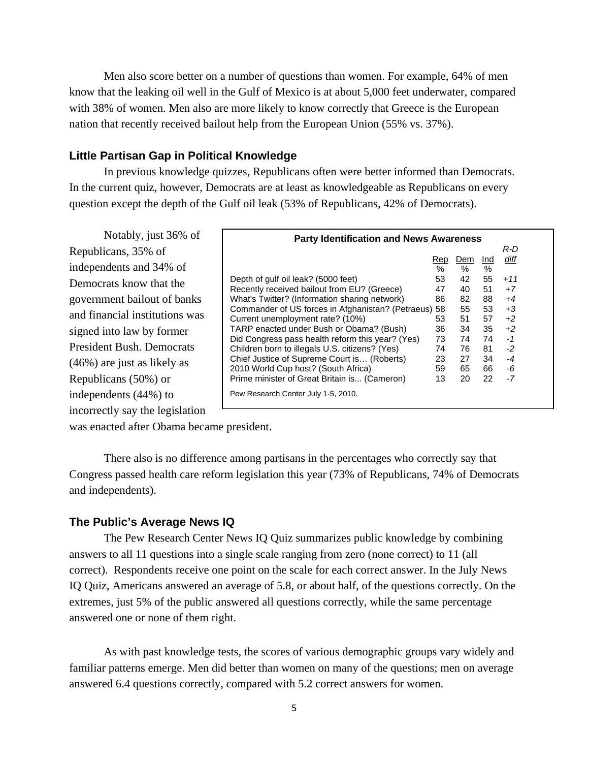Men also score better on a number of questions than women. For example, 64% of men know that the leaking oil well in the Gulf of Mexico is at about 5,000 feet underwater, compared with 38% of women. Men also are more likely to know correctly that Greece is the European nation that recently received bailout help from the European Union (55% vs. 37%).

## Little Partisan Gap in Political Knowledge

In previous knowledge quizzes, Republicans often were better informed than Democrats. In the current quiz, however, Democrats are at least as knowledgeable as Republicans on every question except the depth of the Gulf oil leak (53% of Republicans, 42% of Democrats).

Notably, just 36% of Republicans, 35% of independents and 34% of Democrats know that the government bailout of banks and financial institutions was signed into law by former President Bush. Democrats (46%) are just as likely as Republicans (50%) or independents (44%) to incorrectly say the legislation was enacted after Obama became president.

**Party Identification and News Awareness**

| | Rep | Dem | Ind | *R-D diff* |
|---|---|---|---|---|
| | % | % | % | |
| Depth of gulf oil leak? (5000 feet) | 53 | 42 | 55 | *+11* |
| Recently received bailout from EU? (Greece) | 47 | 40 | 51 | *+7* |
| What's Twitter? (Information sharing network) | 86 | 82 | 88 | *+4* |
| Commander of US forces in Afghanistan? (Petraeus) | 58 | 55 | 53 | *+3* |
| Current unemployment rate? (10%) | 53 | 51 | 57 | *+2* |
| TARP enacted under Bush or Obama? (Bush) | 36 | 34 | 35 | *+2* |
| Did Congress pass health reform this year? (Yes) | 73 | 74 | 74 | *-1* |
| Children born to illegals U.S. citizens? (Yes) | 74 | 76 | 81 | *-2* |
| Chief Justice of Supreme Court is… (Roberts) | 23 | 27 | 34 | *-4* |
| 2010 World Cup host? (South Africa) | 59 | 65 | 66 | *-6* |
| Prime minister of Great Britain is... (Cameron) | 13 | 20 | 22 | *-7* |

Pew Research Center July 1-5, 2010.

There also is no difference among partisans in the percentages who correctly say that Congress passed health care reform legislation this year (73% of Republicans, 74% of Democrats and independents).

## The Public's Average News IQ

The Pew Research Center News IQ Quiz summarizes public knowledge by combining answers to all 11 questions into a single scale ranging from zero (none correct) to 11 (all correct). Respondents receive one point on the scale for each correct answer. In the July News IQ Quiz, Americans answered an average of 5.8, or about half, of the questions correctly. On the extremes, just 5% of the public answered all questions correctly, while the same percentage answered one or none of them right.

As with past knowledge tests, the scores of various demographic groups vary widely and familiar patterns emerge. Men did better than women on many of the questions; men on average answered 6.4 questions correctly, compared with 5.2 correct answers for women.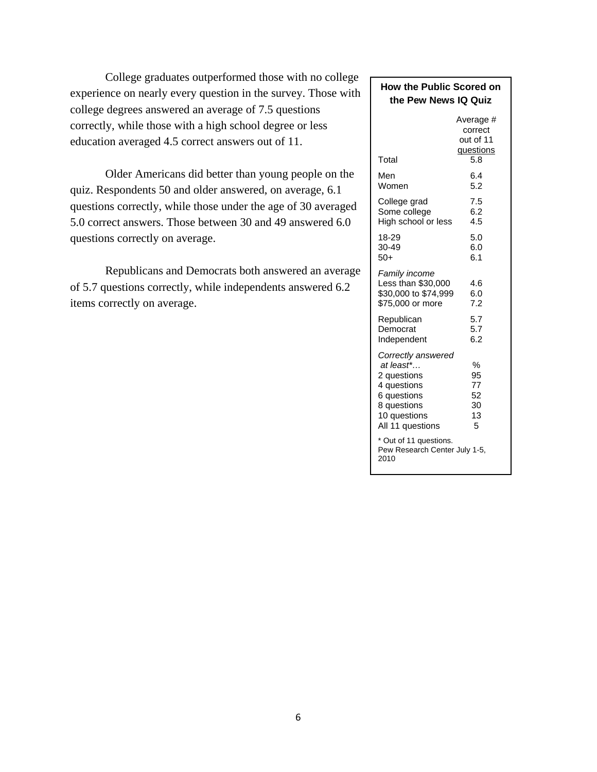College graduates outperformed those with no college experience on nearly every question in the survey. Those with college degrees answered an average of 7.5 questions correctly, while those with a high school degree or less education averaged 4.5 correct answers out of 11.

Older Americans did better than young people on the quiz. Respondents 50 and older answered, on average, 6.1 questions correctly, while those under the age of 30 averaged 5.0 correct answers. Those between 30 and 49 answered 6.0 questions correctly on average.

Republicans and Democrats both answered an average of 5.7 questions correctly, while independents answered 6.2 items correctly on average.

**How the Public Scored on the Pew News IQ Quiz**

| | Average # correct out of 11 questions |
|---|---|
| Total | 5.8 |
| Men | 6.4 |
| Women | 5.2 |
| College grad | 7.5 |
| Some college | 6.2 |
| High school or less | 4.5 |
| 18-29 | 5.0 |
| 30-49 | 6.0 |
| 50+ | 6.1 |
| *Family income* | |
| Less than $30,000 | 4.6 |
| $30,000 to $74,999 | 6.0 |
| $75,000 or more | 7.2 |
| Republican | 5.7 |
| Democrat | 5.7 |
| Independent | 6.2 |
| *Correctly answered at least\*…* | % |
| 2 questions | 95 |
| 4 questions | 77 |
| 6 questions | 52 |
| 8 questions | 30 |
| 10 questions | 13 |
| All 11 questions | 5 |

\* Out of 11 questions.
Pew Research Center July 1-5, 2010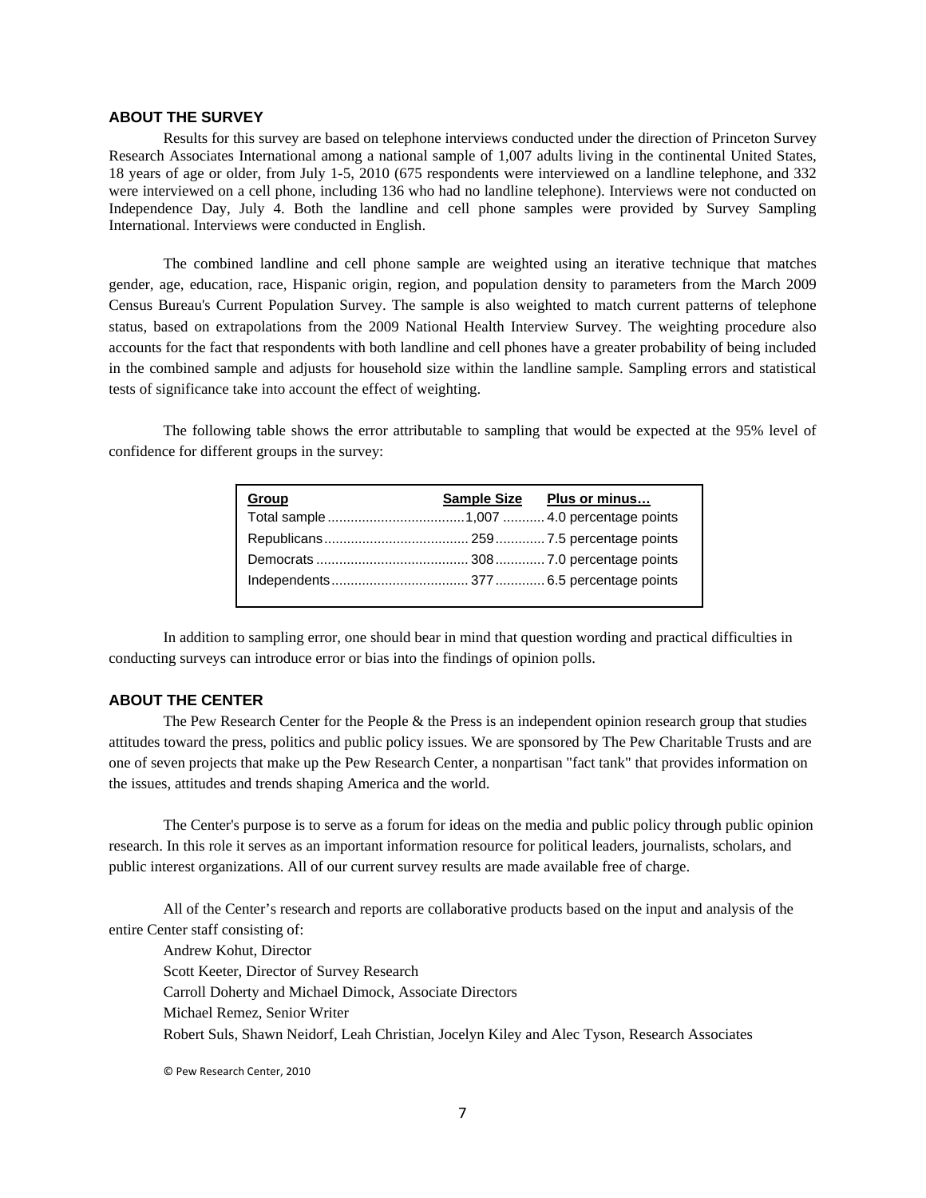## ABOUT THE SURVEY

Results for this survey are based on telephone interviews conducted under the direction of Princeton Survey Research Associates International among a national sample of 1,007 adults living in the continental United States, 18 years of age or older, from July 1-5, 2010 (675 respondents were interviewed on a landline telephone, and 332 were interviewed on a cell phone, including 136 who had no landline telephone). Interviews were not conducted on Independence Day, July 4. Both the landline and cell phone samples were provided by Survey Sampling International. Interviews were conducted in English.

The combined landline and cell phone sample are weighted using an iterative technique that matches gender, age, education, race, Hispanic origin, region, and population density to parameters from the March 2009 Census Bureau's Current Population Survey. The sample is also weighted to match current patterns of telephone status, based on extrapolations from the 2009 National Health Interview Survey. The weighting procedure also accounts for the fact that respondents with both landline and cell phones have a greater probability of being included in the combined sample and adjusts for household size within the landline sample. Sampling errors and statistical tests of significance take into account the effect of weighting.

The following table shows the error attributable to sampling that would be expected at the 95% level of confidence for different groups in the survey:

| Group | Sample Size | Plus or minus… |
|---|---|---|
| Total sample | 1,007 | 4.0 percentage points |
| Republicans | 259 | 7.5 percentage points |
| Democrats | 308 | 7.0 percentage points |
| Independents | 377 | 6.5 percentage points |

In addition to sampling error, one should bear in mind that question wording and practical difficulties in conducting surveys can introduce error or bias into the findings of opinion polls.

## ABOUT THE CENTER

The Pew Research Center for the People & the Press is an independent opinion research group that studies attitudes toward the press, politics and public policy issues. We are sponsored by The Pew Charitable Trusts and are one of seven projects that make up the Pew Research Center, a nonpartisan "fact tank" that provides information on the issues, attitudes and trends shaping America and the world.

The Center's purpose is to serve as a forum for ideas on the media and public policy through public opinion research. In this role it serves as an important information resource for political leaders, journalists, scholars, and public interest organizations. All of our current survey results are made available free of charge.

All of the Center's research and reports are collaborative products based on the input and analysis of the entire Center staff consisting of:

Andrew Kohut, Director
Scott Keeter, Director of Survey Research
Carroll Doherty and Michael Dimock, Associate Directors
Michael Remez, Senior Writer
Robert Suls, Shawn Neidorf, Leah Christian, Jocelyn Kiley and Alec Tyson, Research Associates

© Pew Research Center, 2010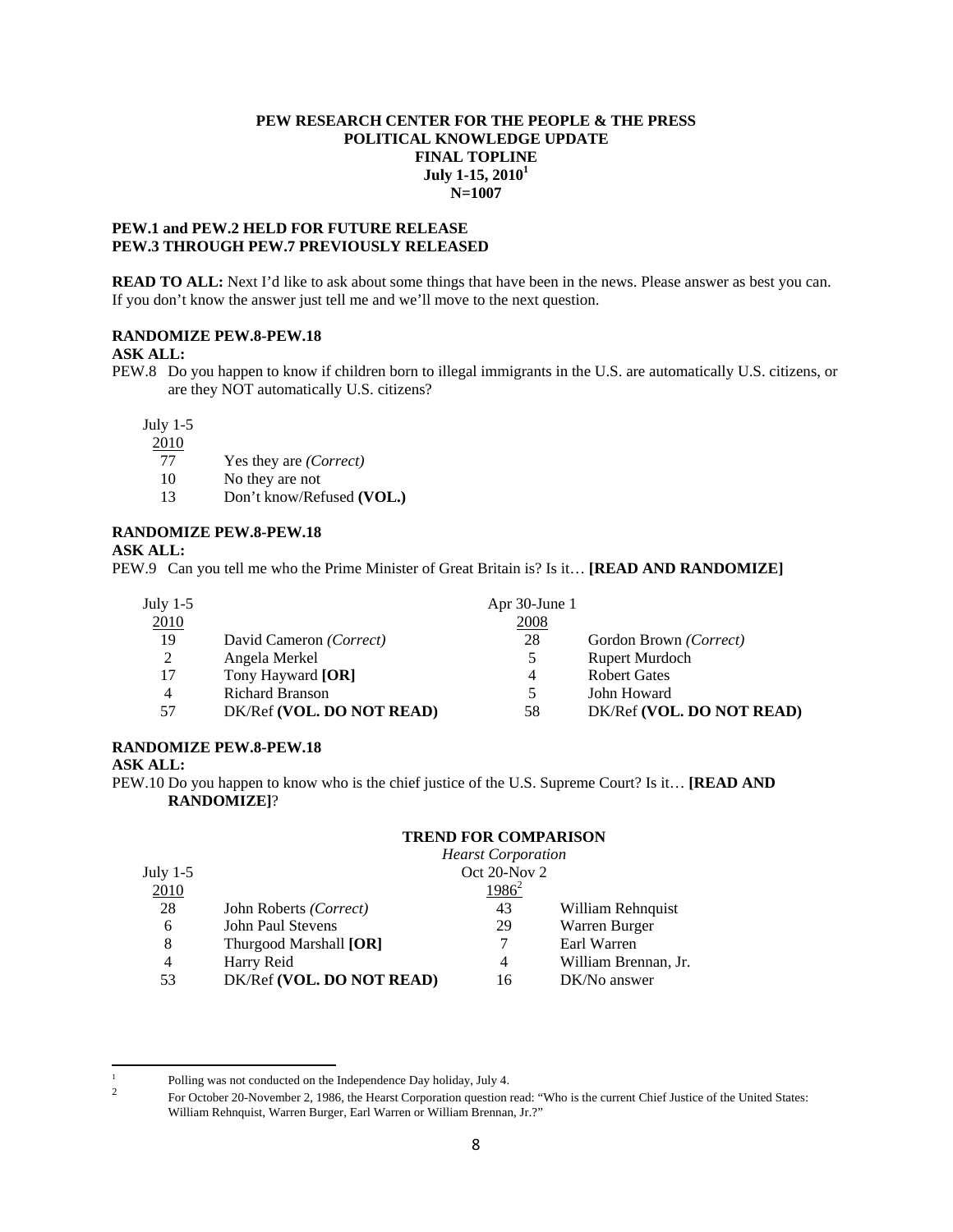**PEW RESEARCH CENTER FOR THE PEOPLE & THE PRESS**
**POLITICAL KNOWLEDGE UPDATE**
**FINAL TOPLINE**
**July 1-15, 2010[1]**
**N=1007**

**PEW.1 and PEW.2 HELD FOR FUTURE RELEASE**
**PEW.3 THROUGH PEW.7 PREVIOUSLY RELEASED**

**READ TO ALL:** Next I'd like to ask about some things that have been in the news. Please answer as best you can. If you don't know the answer just tell me and we'll move to the next question.

**RANDOMIZE PEW.8-PEW.18**
**ASK ALL:**

PEW.8 Do you happen to know if children born to illegal immigrants in the U.S. are automatically U.S. citizens, or are they NOT automatically U.S. citizens?

| July 1-5 2010 | |
|---|---|
| 77 | Yes they are *(Correct)* |
| 10 | No they are not |
| 13 | Don't know/Refused **(VOL.)** |

**RANDOMIZE PEW.8-PEW.18**
**ASK ALL:**

PEW.9 Can you tell me who the Prime Minister of Great Britain is? Is it… **[READ AND RANDOMIZE]**

| July 1-5 2010 | | Apr 30-June 1 2008 | |
|---|---|---|---|
| 19 | David Cameron *(Correct)* | 28 | Gordon Brown *(Correct)* |
| 2 | Angela Merkel | 5 | Rupert Murdoch |
| 17 | Tony Hayward **[OR]** | 4 | Robert Gates |
| 4 | Richard Branson | 5 | John Howard |
| 57 | DK/Ref **(VOL. DO NOT READ)** | 58 | DK/Ref **(VOL. DO NOT READ)** |

**RANDOMIZE PEW.8-PEW.18**
**ASK ALL:**

PEW.10 Do you happen to know who is the chief justice of the U.S. Supreme Court? Is it… **[READ AND RANDOMIZE]**?

| | | **TREND FOR COMPARISON** | |
|---|---|---|---|
| July 1-5 2010 | | *Hearst Corporation* Oct 20-Nov 2 1986[2] | |
| 28 | John Roberts *(Correct)* | 43 | William Rehnquist |
| 6 | John Paul Stevens | 29 | Warren Burger |
| 8 | Thurgood Marshall **[OR]** | 7 | Earl Warren |
| 4 | Harry Reid | 4 | William Brennan, Jr. |
| 53 | DK/Ref **(VOL. DO NOT READ)** | 16 | DK/No answer |

---

[1] Polling was not conducted on the Independence Day holiday, July 4.

[2] For October 20-November 2, 1986, the Hearst Corporation question read: "Who is the current Chief Justice of the United States: William Rehnquist, Warren Burger, Earl Warren or William Brennan, Jr.?"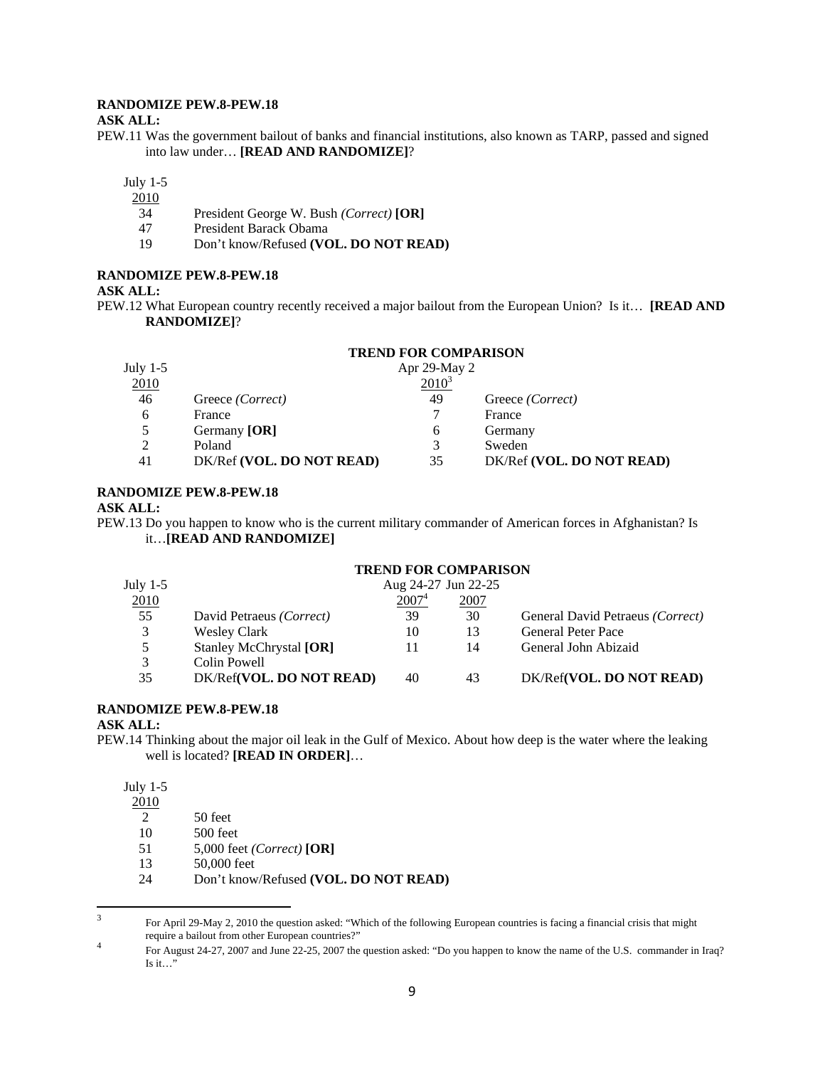**RANDOMIZE PEW.8-PEW.18**
**ASK ALL:**
PEW.11 Was the government bailout of banks and financial institutions, also known as TARP, passed and signed into law under… **[READ AND RANDOMIZE]**?

| July 1-5 2010 | |
|---|---|
| 34 | President George W. Bush *(Correct)* **[OR]** |
| 47 | President Barack Obama |
| 19 | Don't know/Refused **(VOL. DO NOT READ)** |

**RANDOMIZE PEW.8-PEW.18**
**ASK ALL:**
PEW.12 What European country recently received a major bailout from the European Union? Is it… **[READ AND RANDOMIZE]**?

| | | **TREND FOR COMPARISON** | |
|---|---|---|---|
| July 1-5 2010 | | Apr 29-May 2 2010[3] | |
| 46 | Greece *(Correct)* | 49 | Greece *(Correct)* |
| 6 | France | 7 | France |
| 5 | Germany **[OR]** | 6 | Germany |
| 2 | Poland | 3 | Sweden |
| 41 | DK/Ref **(VOL. DO NOT READ)** | 35 | DK/Ref **(VOL. DO NOT READ)** |

**RANDOMIZE PEW.8-PEW.18**
**ASK ALL:**
PEW.13 Do you happen to know who is the current military commander of American forces in Afghanistan? Is it…**[READ AND RANDOMIZE]**

| | | **TREND FOR COMPARISON** | | |
|---|---|---|---|---|
| July 1-5 2010 | | Aug 24-27 2007[4] | Jun 22-25 2007 | |
| 55 | David Petraeus *(Correct)* | 39 | 30 | General David Petraeus *(Correct)* |
| 3 | Wesley Clark | 10 | 13 | General Peter Pace |
| 5 | Stanley McChrystal **[OR]** | 11 | 14 | General John Abizaid |
| 3 | Colin Powell | | | |
| 35 | DK/Ref**(VOL. DO NOT READ)** | 40 | 43 | DK/Ref**(VOL. DO NOT READ)** |

**RANDOMIZE PEW.8-PEW.18**
**ASK ALL:**
PEW.14 Thinking about the major oil leak in the Gulf of Mexico. About how deep is the water where the leaking well is located? **[READ IN ORDER]**…

| July 1-5 2010 | |
|---|---|
| 2 | 50 feet |
| 10 | 500 feet |
| 51 | 5,000 feet *(Correct)* **[OR]** |
| 13 | 50,000 feet |
| 24 | Don't know/Refused **(VOL. DO NOT READ)** |

---

[3] For April 29-May 2, 2010 the question asked: "Which of the following European countries is facing a financial crisis that might require a bailout from other European countries?"

[4] For August 24-27, 2007 and June 22-25, 2007 the question asked: "Do you happen to know the name of the U.S. commander in Iraq? Is it…"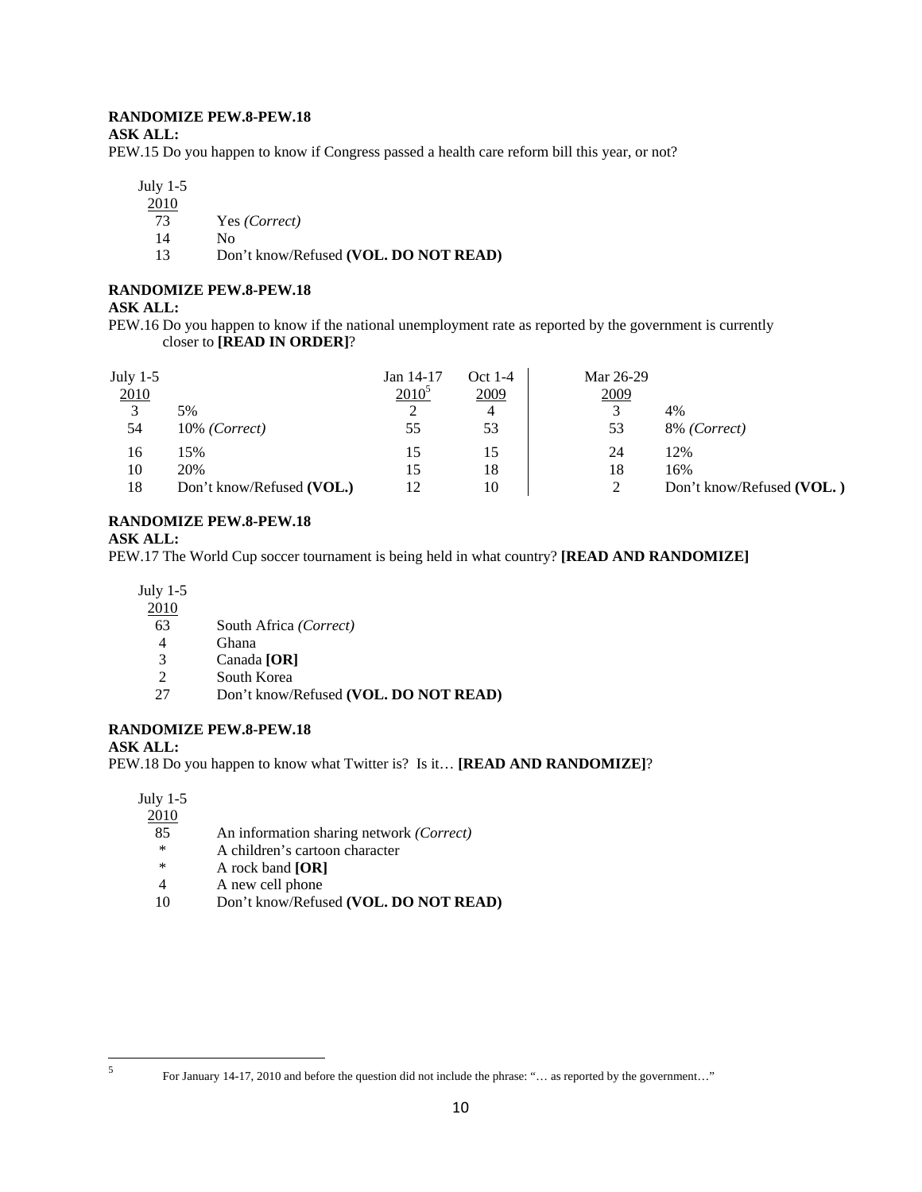**RANDOMIZE PEW.8-PEW.18**

**ASK ALL:**

PEW.15 Do you happen to know if Congress passed a health care reform bill this year, or not?

| July 1-5 2010 | |
|---|---|
| 73 | Yes *(Correct)* |
| 14 | No |
| 13 | Don't know/Refused **(VOL. DO NOT READ)** |

**RANDOMIZE PEW.8-PEW.18**

**ASK ALL:**

PEW.16 Do you happen to know if the national unemployment rate as reported by the government is currently closer to **[READ IN ORDER]**?

| July 1-5 2010 | | Jan 14-17 2010[5] | Oct 1-4 2009 | Mar 26-29 2009 | |
|---|---|---|---|---|---|
| 3 | 5% | 2 | 4 | 3 | 4% |
| 54 | 10% *(Correct)* | 55 | 53 | 53 | 8% *(Correct)* |
| 16 | 15% | 15 | 15 | 24 | 12% |
| 10 | 20% | 15 | 18 | 18 | 16% |
| 18 | Don't know/Refused **(VOL.)** | 12 | 10 | 2 | Don't know/Refused **(VOL. )** |

**RANDOMIZE PEW.8-PEW.18**

**ASK ALL:**

PEW.17 The World Cup soccer tournament is being held in what country? **[READ AND RANDOMIZE]**

| July 1-5 2010 | |
|---|---|
| 63 | South Africa *(Correct)* |
| 4 | Ghana |
| 3 | Canada **[OR]** |
| 2 | South Korea |
| 27 | Don't know/Refused **(VOL. DO NOT READ)** |

**RANDOMIZE PEW.8-PEW.18**

**ASK ALL:**

PEW.18 Do you happen to know what Twitter is? Is it… **[READ AND RANDOMIZE]**?

| July 1-5 2010 | |
|---|---|
| 85 | An information sharing network *(Correct)* |
| * | A children's cartoon character |
| * | A rock band **[OR]** |
| 4 | A new cell phone |
| 10 | Don't know/Refused **(VOL. DO NOT READ)** |

[5] For January 14-17, 2010 and before the question did not include the phrase: "… as reported by the government…"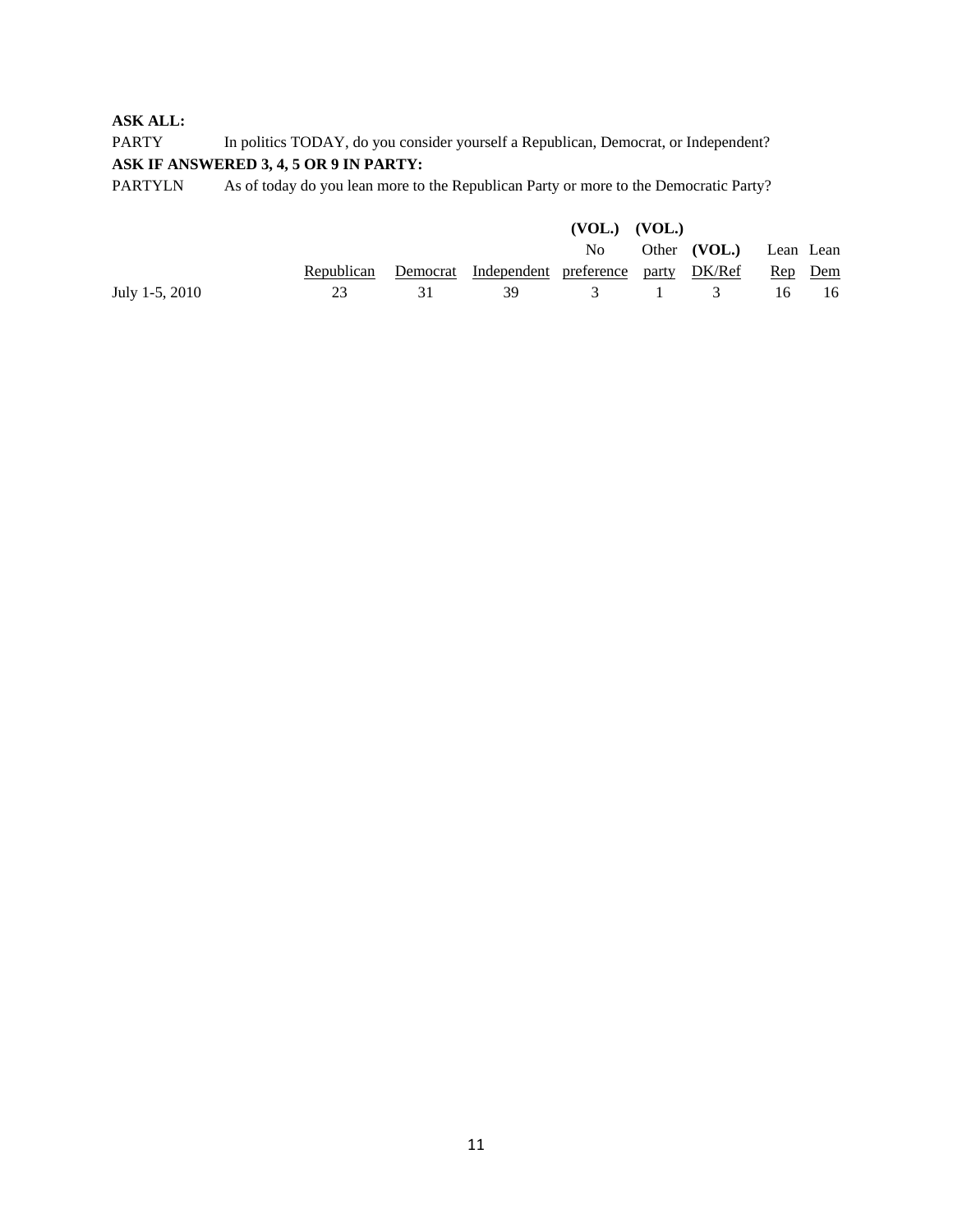**ASK ALL:**

PARTY In politics TODAY, do you consider yourself a Republican, Democrat, or Independent?

**ASK IF ANSWERED 3, 4, 5 OR 9 IN PARTY:**

PARTYLN As of today do you lean more to the Republican Party or more to the Democratic Party?

| | Republican | Democrat | Independent | **(VOL.)** No preference | **(VOL.)** Other party | **(VOL.)** DK/Ref | Lean Rep | Lean Dem |
|---|---|---|---|---|---|---|---|---|
| July 1-5, 2010 | 23 | 31 | 39 | 3 | 1 | 3 | 16 | 16 |